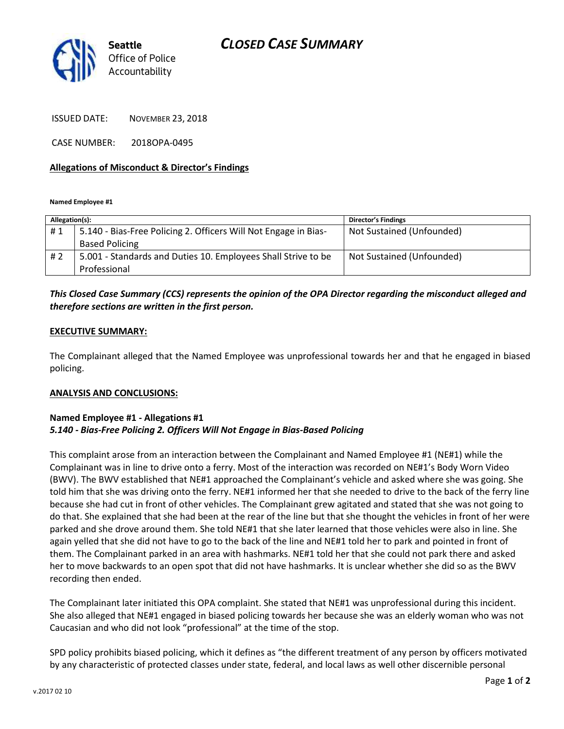Seattle Office of Police Accountability

# CLOSED CASE SUMMARY

ISSUED DATE: NOVEMBER 23, 2018

CASE NUMBER: 2018OPA-0495

**Allegations of Misconduct & Director's Findings**

**Named Employee #1**

| Allegation(s): | | Director's Findings |
|---|---|---|
| # 1 | 5.140 - Bias-Free Policing 2. Officers Will Not Engage in Bias-Based Policing | Not Sustained (Unfounded) |
| # 2 | 5.001 - Standards and Duties 10. Employees Shall Strive to be Professional | Not Sustained (Unfounded) |

***This Closed Case Summary (CCS) represents the opinion of the OPA Director regarding the misconduct alleged and therefore sections are written in the first person.***

**EXECUTIVE SUMMARY:**

The Complainant alleged that the Named Employee was unprofessional towards her and that he engaged in biased policing.

**ANALYSIS AND CONCLUSIONS:**

**Named Employee #1 - Allegations #1**
***5.140 - Bias-Free Policing 2. Officers Will Not Engage in Bias-Based Policing***

This complaint arose from an interaction between the Complainant and Named Employee #1 (NE#1) while the Complainant was in line to drive onto a ferry. Most of the interaction was recorded on NE#1's Body Worn Video (BWV). The BWV established that NE#1 approached the Complainant's vehicle and asked where she was going. She told him that she was driving onto the ferry. NE#1 informed her that she needed to drive to the back of the ferry line because she had cut in front of other vehicles. The Complainant grew agitated and stated that she was not going to do that. She explained that she had been at the rear of the line but that she thought the vehicles in front of her were parked and she drove around them. She told NE#1 that she later learned that those vehicles were also in line. She again yelled that she did not have to go to the back of the line and NE#1 told her to park and pointed in front of them. The Complainant parked in an area with hashmarks. NE#1 told her that she could not park there and asked her to move backwards to an open spot that did not have hashmarks. It is unclear whether she did so as the BWV recording then ended.

The Complainant later initiated this OPA complaint. She stated that NE#1 was unprofessional during this incident. She also alleged that NE#1 engaged in biased policing towards her because she was an elderly woman who was not Caucasian and who did not look "professional" at the time of the stop.

SPD policy prohibits biased policing, which it defines as "the different treatment of any person by officers motivated by any characteristic of protected classes under state, federal, and local laws as well other discernible personal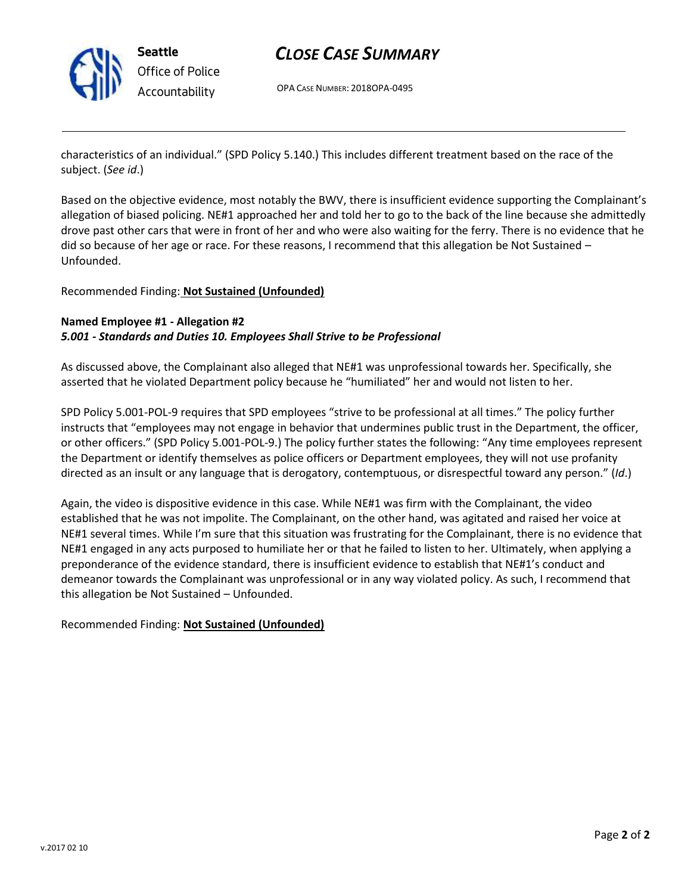characteristics of an individual." (SPD Policy 5.140.) This includes different treatment based on the race of the subject. (*See id*.)

Based on the objective evidence, most notably the BWV, there is insufficient evidence supporting the Complainant's allegation of biased policing. NE#1 approached her and told her to go to the back of the line because she admittedly drove past other cars that were in front of her and who were also waiting for the ferry. There is no evidence that he did so because of her age or race. For these reasons, I recommend that this allegation be Not Sustained – Unfounded.

Recommended Finding: **Not Sustained (Unfounded)**

**Named Employee #1 - Allegation #2**
***5.001 - Standards and Duties 10. Employees Shall Strive to be Professional***

As discussed above, the Complainant also alleged that NE#1 was unprofessional towards her. Specifically, she asserted that he violated Department policy because he "humiliated" her and would not listen to her.

SPD Policy 5.001-POL-9 requires that SPD employees "strive to be professional at all times." The policy further instructs that "employees may not engage in behavior that undermines public trust in the Department, the officer, or other officers." (SPD Policy 5.001-POL-9.) The policy further states the following: "Any time employees represent the Department or identify themselves as police officers or Department employees, they will not use profanity directed as an insult or any language that is derogatory, contemptuous, or disrespectful toward any person." (*Id*.)

Again, the video is dispositive evidence in this case. While NE#1 was firm with the Complainant, the video established that he was not impolite. The Complainant, on the other hand, was agitated and raised her voice at NE#1 several times. While I'm sure that this situation was frustrating for the Complainant, there is no evidence that NE#1 engaged in any acts purposed to humiliate her or that he failed to listen to her. Ultimately, when applying a preponderance of the evidence standard, there is insufficient evidence to establish that NE#1's conduct and demeanor towards the Complainant was unprofessional or in any way violated policy. As such, I recommend that this allegation be Not Sustained – Unfounded.

Recommended Finding: **Not Sustained (Unfounded)**